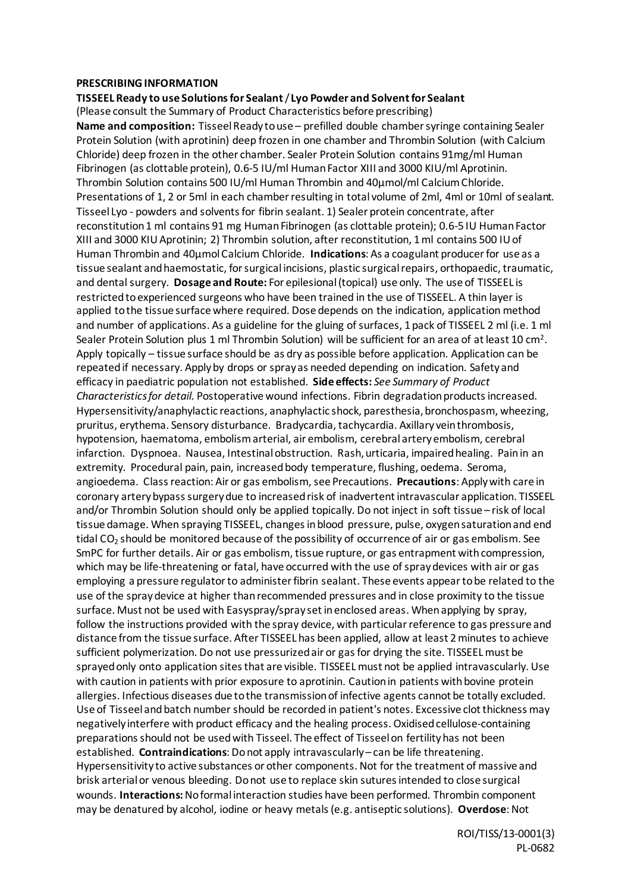**PRESCRIBING INFORMATION**

**TISSEEL Ready to use Solutions for Sealant / Lyo Powder and Solvent for Sealant**

(Please consult the Summary of Product Characteristics before prescribing)

**Name and composition:** Tisseel Ready to use – prefilled double chamber syringe containing Sealer Protein Solution (with aprotinin) deep frozen in one chamber and Thrombin Solution (with Calcium Chloride) deep frozen in the other chamber. Sealer Protein Solution contains 91mg/ml Human Fibrinogen (as clottable protein), 0.6-5 IU/ml Human Factor XIII and 3000 KIU/ml Aprotinin. Thrombin Solution contains 500 IU/ml Human Thrombin and 40µmol/ml Calcium Chloride. Presentations of 1, 2 or 5ml in each chamber resulting in total volume of 2ml, 4ml or 10ml of sealant. Tisseel Lyo - powders and solvents for fibrin sealant. 1) Sealer protein concentrate, after reconstitution 1 ml contains 91 mg Human Fibrinogen (as clottable protein); 0.6-5 IU Human Factor XIII and 3000 KIU Aprotinin; 2) Thrombin solution, after reconstitution, 1 ml contains 500 IU of Human Thrombin and 40µmol Calcium Chloride. **Indications**: As a coagulant producer for use as a tissue sealant and haemostatic, for surgical incisions, plastic surgical repairs, orthopaedic, traumatic, and dental surgery. **Dosage and Route:** For epilesional (topical) use only. The use of TISSEEL is restricted to experienced surgeons who have been trained in the use of TISSEEL. A thin layer is applied to the tissue surface where required. Dose depends on the indication, application method and number of applications. As a guideline for the gluing of surfaces, 1 pack of TISSEEL 2 ml (i.e. 1 ml Sealer Protein Solution plus 1 ml Thrombin Solution) will be sufficient for an area of at least 10 cm$^2$. Apply topically – tissue surface should be as dry as possible before application. Application can be repeated if necessary. Apply by drops or spray as needed depending on indication. Safety and efficacy in paediatric population not established. **Side effects:** *See Summary of Product Characteristics for detail.* Postoperative wound infections. Fibrin degradation products increased. Hypersensitivity/anaphylactic reactions, anaphylactic shock, paresthesia, bronchospasm, wheezing, pruritus, erythema. Sensory disturbance. Bradycardia, tachycardia. Axillary vein thrombosis, hypotension, haematoma, embolism arterial, air embolism, cerebral artery embolism, cerebral infarction. Dyspnoea. Nausea, Intestinal obstruction. Rash, urticaria, impaired healing. Pain in an extremity. Procedural pain, pain, increased body temperature, flushing, oedema. Seroma, angioedema. Class reaction: Air or gas embolism, see Precautions. **Precautions**: Apply with care in coronary artery bypass surgery due to increased risk of inadvertent intravascular application. TISSEEL and/or Thrombin Solution should only be applied topically. Do not inject in soft tissue – risk of local tissue damage. When spraying TISSEEL, changes in blood pressure, pulse, oxygen saturation and end tidal $CO_2$ should be monitored because of the possibility of occurrence of air or gas embolism. See SmPC for further details. Air or gas embolism, tissue rupture, or gas entrapment with compression, which may be life-threatening or fatal, have occurred with the use of spray devices with air or gas employing a pressure regulator to administer fibrin sealant. These events appear to be related to the use of the spray device at higher than recommended pressures and in close proximity to the tissue surface. Must not be used with Easyspray/spray set in enclosed areas. When applying by spray, follow the instructions provided with the spray device, with particular reference to gas pressure and distance from the tissue surface. After TISSEEL has been applied, allow at least 2 minutes to achieve sufficient polymerization. Do not use pressurized air or gas for drying the site. TISSEEL must be sprayed only onto application sites that are visible. TISSEEL must not be applied intravascularly. Use with caution in patients with prior exposure to aprotinin. Caution in patients with bovine protein allergies. Infectious diseases due to the transmission of infective agents cannot be totally excluded. Use of Tisseel and batch number should be recorded in patient's notes. Excessive clot thickness may negatively interfere with product efficacy and the healing process. Oxidised cellulose-containing preparations should not be used with Tisseel. The effect of Tisseel on fertility has not been established. **Contraindications**: Do not apply intravascularly – can be life threatening. Hypersensitivity to active substances or other components. Not for the treatment of massive and brisk arterial or venous bleeding. Do not use to replace skin sutures intended to close surgical wounds. **Interactions:** No formal interaction studies have been performed. Thrombin component may be denatured by alcohol, iodine or heavy metals (e.g. antiseptic solutions). **Overdose**: Not

ROI/TISS/13-0001(3)
PL-0682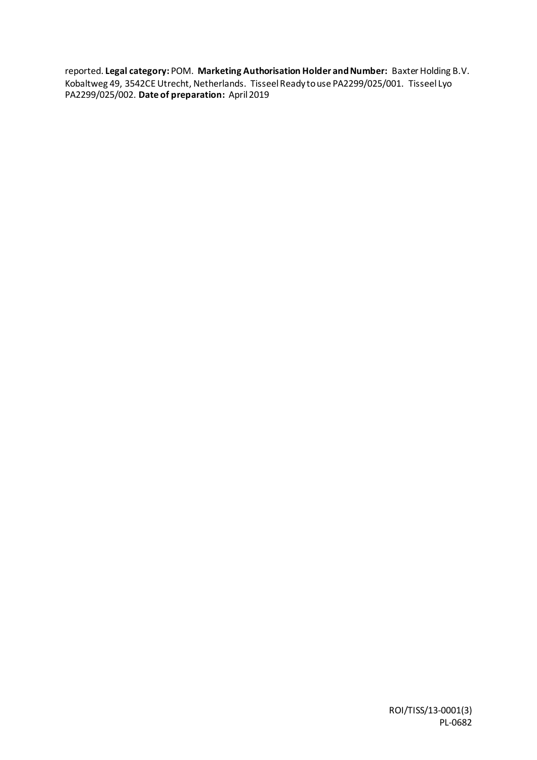reported. **Legal category:** POM. **Marketing Authorisation Holder and Number:** Baxter Holding B.V. Kobaltweg 49, 3542CE Utrecht, Netherlands. Tisseel Ready to use PA2299/025/001. Tisseel Lyo PA2299/025/002. **Date of preparation:** April 2019

ROI/TISS/13-0001(3)
PL-0682